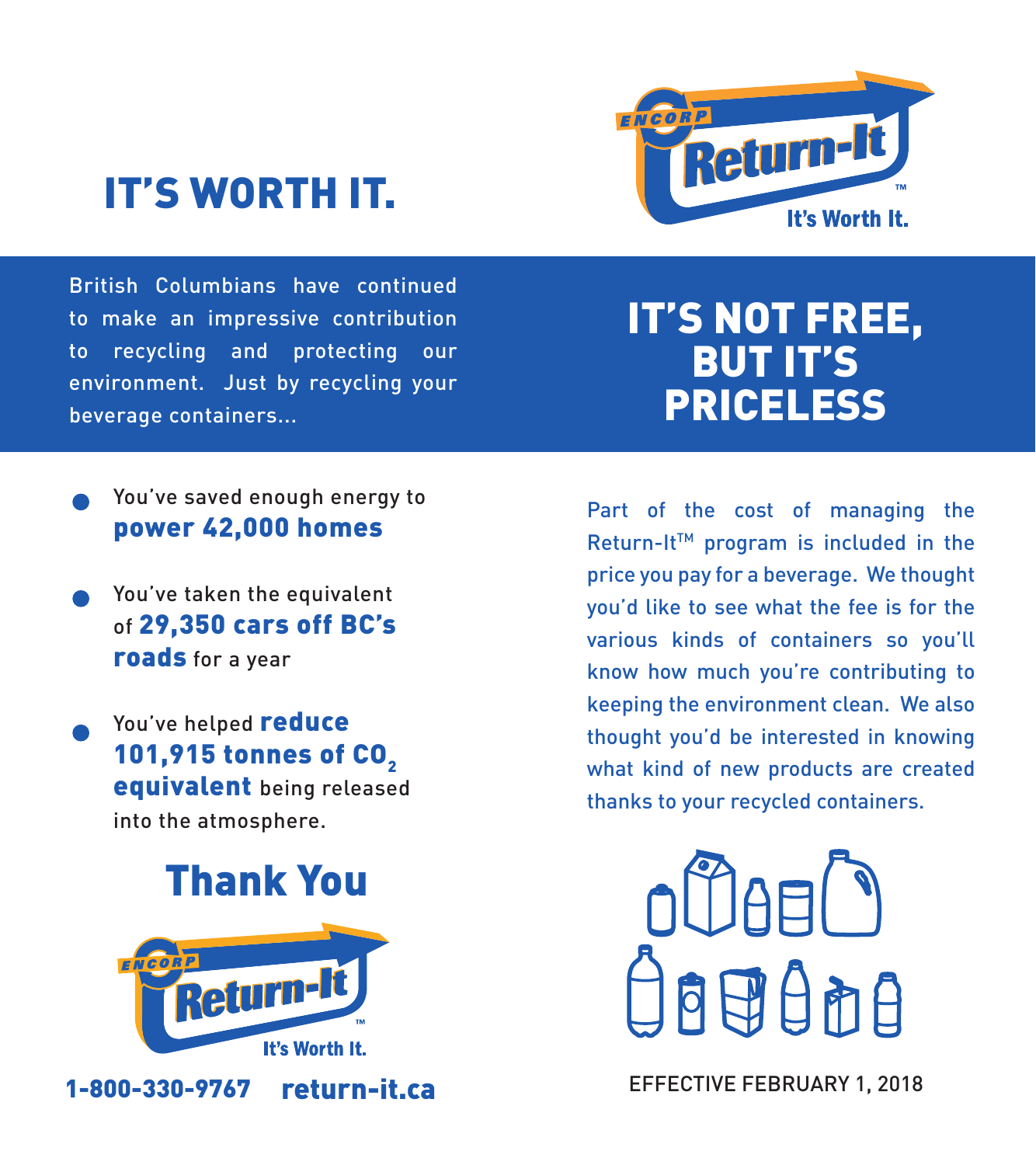# IT'S WORTH IT.

ENCORP Return-It™ It's Worth It.

British Columbians have continued to make an impressive contribution to recycling and protecting our environment. Just by recycling your beverage containers...

- You've saved enough energy to **power 42,000 homes**
- You've taken the equivalent of **29,350 cars off BC's roads** for a year
- You've helped **reduce 101,915 tonnes of $CO_2$ equivalent** being released into the atmosphere.

## Thank You

ENCORP Return-It™ It's Worth It.

**1-800-330-9767 return-it.ca**

# IT'S NOT FREE, BUT IT'S PRICELESS

Part of the cost of managing the Return-It™ program is included in the price you pay for a beverage. We thought you'd like to see what the fee is for the various kinds of containers so you'll know how much you're contributing to keeping the environment clean. We also thought you'd be interested in knowing what kind of new products are created thanks to your recycled containers.

EFFECTIVE FEBRUARY 1, 2018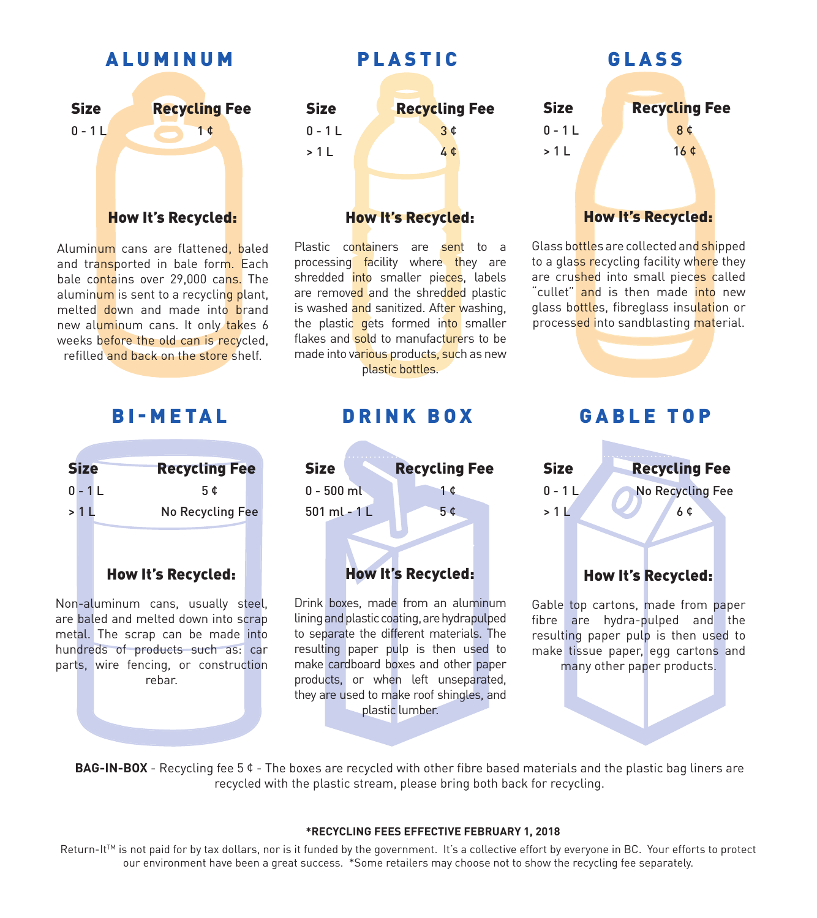## ALUMINUM

| Size | Recycling Fee |
|---|---|
| 0 - 1 L | 1 ¢ |

### How It's Recycled:

Aluminum cans are flattened, baled and transported in bale form. Each bale contains over 29,000 cans. The aluminum is sent to a recycling plant, melted down and made into brand new aluminum cans. It only takes 6 weeks before the old can is recycled, refilled and back on the store shelf.

## PLASTIC

| Size | Recycling Fee |
|---|---|
| 0 - 1 L | 3 ¢ |
| > 1 L | 4 ¢ |

### How It's Recycled:

Plastic containers are sent to a processing facility where they are shredded into smaller pieces, labels are removed and the shredded plastic is washed and sanitized. After washing, the plastic gets formed into smaller flakes and sold to manufacturers to be made into various products, such as new plastic bottles.

## GLASS

| Size | Recycling Fee |
|---|---|
| 0 - 1 L | 8 ¢ |
| > 1 L | 16 ¢ |

### How It's Recycled:

Glass bottles are collected and shipped to a glass recycling facility where they are crushed into small pieces called "cullet" and is then made into new glass bottles, fibreglass insulation or processed into sandblasting material.

## BI-METAL

| Size | Recycling Fee |
|---|---|
| 0 - 1 L | 5 ¢ |
| > 1 L | No Recycling Fee |

### How It's Recycled:

Non-aluminum cans, usually steel, are baled and melted down into scrap metal. The scrap can be made into hundreds of products such as: car parts, wire fencing, or construction rebar.

## DRINK BOX

| Size | Recycling Fee |
|---|---|
| 0 - 500 ml | 1 ¢ |
| 501 ml - 1 L | 5 ¢ |

### How It's Recycled:

Drink boxes, made from an aluminum lining and plastic coating, are hydrapulped to separate the different materials. The resulting paper pulp is then used to make cardboard boxes and other paper products, or when left unseparated, they are used to make roof shingles, and plastic lumber.

## GABLE TOP

| Size | Recycling Fee |
|---|---|
| 0 - 1 L | No Recycling Fee |
| > 1 L | 6 ¢ |

### How It's Recycled:

Gable top cartons, made from paper fibre are hydra-pulped and the resulting paper pulp is then used to make tissue paper, egg cartons and many other paper products.

**BAG-IN-BOX** - Recycling fee 5 ¢ - The boxes are recycled with other fibre based materials and the plastic bag liners are recycled with the plastic stream, please bring both back for recycling.

**\*RECYCLING FEES EFFECTIVE FEBRUARY 1, 2018**

Return-It™ is not paid for by tax dollars, nor is it funded by the government. It's a collective effort by everyone in BC. Your efforts to protect our environment have been a great success. *Some retailers may choose not to show the recycling fee separately.